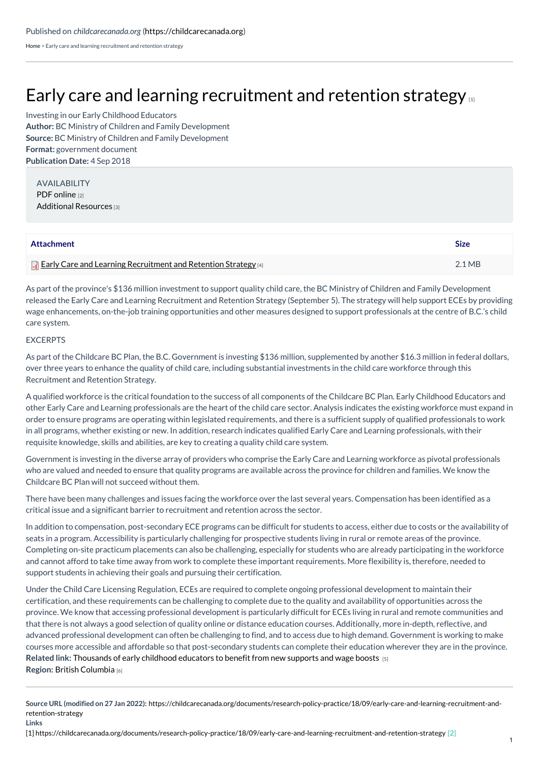Published on *childcarecanada.org* (https://childcarecanada.org)

Home > Early care and learning recruitment and retention strategy

# Early care and learning recruitment and retention strategy [1]

Investing in our Early Childhood Educators

**Author:** BC Ministry of Children and Family Development

**Source:** BC Ministry of Children and Family Development

**Format:** government document

**Publication Date:** 4 Sep 2018

AVAILABILITY

PDF online [2]

Additional Resources [3]

| Attachment | Size |
|---|---|
| Early Care and Learning Recruitment and Retention Strategy [4] | 2.1 MB |

As part of the province's $136 million investment to support quality child care, the BC Ministry of Children and Family Development released the Early Care and Learning Recruitment and Retention Strategy (September 5). The strategy will help support ECEs by providing wage enhancements, on-the-job training opportunities and other measures designed to support professionals at the centre of B.C.'s child care system.

EXCERPTS

As part of the Childcare BC Plan, the B.C. Government is investing $136 million, supplemented by another $16.3 million in federal dollars, over three years to enhance the quality of child care, including substantial investments in the child care workforce through this Recruitment and Retention Strategy.

A qualified workforce is the critical foundation to the success of all components of the Childcare BC Plan. Early Childhood Educators and other Early Care and Learning professionals are the heart of the child care sector. Analysis indicates the existing workforce must expand in order to ensure programs are operating within legislated requirements, and there is a sufficient supply of qualified professionals to work in all programs, whether existing or new. In addition, research indicates qualified Early Care and Learning professionals, with their requisite knowledge, skills and abilities, are key to creating a quality child care system.

Government is investing in the diverse array of providers who comprise the Early Care and Learning workforce as pivotal professionals who are valued and needed to ensure that quality programs are available across the province for children and families. We know the Childcare BC Plan will not succeed without them.

There have been many challenges and issues facing the workforce over the last several years. Compensation has been identified as a critical issue and a significant barrier to recruitment and retention across the sector.

In addition to compensation, post-secondary ECE programs can be difficult for students to access, either due to costs or the availability of seats in a program. Accessibility is particularly challenging for prospective students living in rural or remote areas of the province. Completing on-site practicum placements can also be challenging, especially for students who are already participating in the workforce and cannot afford to take time away from work to complete these important requirements. More flexibility is, therefore, needed to support students in achieving their goals and pursuing their certification.

Under the Child Care Licensing Regulation, ECEs are required to complete ongoing professional development to maintain their certification, and these requirements can be challenging to complete due to the quality and availability of opportunities across the province. We know that accessing professional development is particularly difficult for ECEs living in rural and remote communities and that there is not always a good selection of quality online or distance education courses. Additionally, more in-depth, reflective, and advanced professional development can often be challenging to find, and to access due to high demand. Government is working to make courses more accessible and affordable so that post-secondary students can complete their education wherever they are in the province.

**Related link:** Thousands of early childhood educators to benefit from new supports and wage boosts [5]

**Region:** British Columbia [6]

**Source URL (modified on 27 Jan 2022):** https://childcarecanada.org/documents/research-policy-practice/18/09/early-care-and-learning-recruitment-and-retention-strategy

**Links**

[1] https://childcarecanada.org/documents/research-policy-practice/18/09/early-care-and-learning-recruitment-and-retention-strategy [2]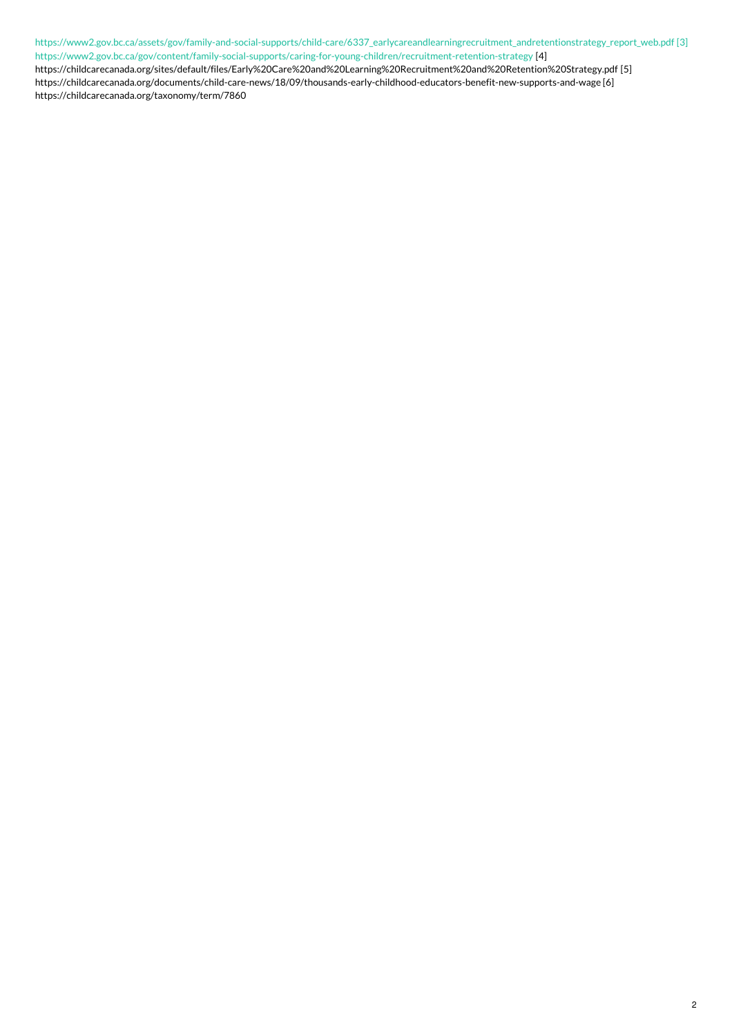https://www2.gov.bc.ca/assets/gov/family-and-social-supports/child-care/6337_earlycareandlearningrecruitment_andretentionstrategy_report_web.pdf [3]
https://www2.gov.bc.ca/gov/content/family-social-supports/caring-for-young-children/recruitment-retention-strategy [4]
https://childcarecanada.org/sites/default/files/Early%20Care%20and%20Learning%20Recruitment%20and%20Retention%20Strategy.pdf [5]
https://childcarecanada.org/documents/child-care-news/18/09/thousands-early-childhood-educators-benefit-new-supports-and-wage [6]
https://childcarecanada.org/taxonomy/term/7860